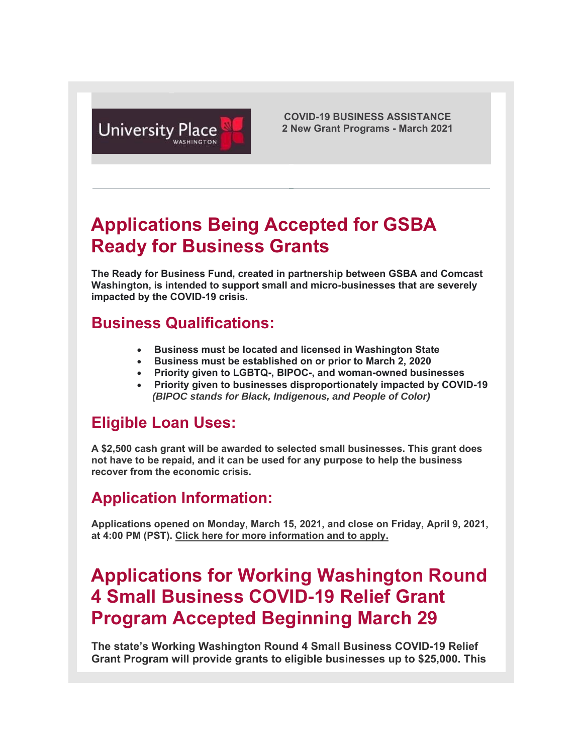University Place WASHINGTON

**COVID-19 BUSINESS ASSISTANCE**
**2 New Grant Programs - March 2021**

# Applications Being Accepted for GSBA Ready for Business Grants

**The Ready for Business Fund, created in partnership between GSBA and Comcast Washington, is intended to support small and micro-businesses that are severely impacted by the COVID-19 crisis.**

## Business Qualifications:

- **Business must be located and licensed in Washington State**
- **Business must be established on or prior to March 2, 2020**
- **Priority given to LGBTQ-, BIPOC-, and woman-owned businesses**
- **Priority given to businesses disproportionately impacted by COVID-19**
  ***(BIPOC stands for Black, Indigenous, and People of Color)***

## Eligible Loan Uses:

**A $2,500 cash grant will be awarded to selected small businesses. This grant does not have to be repaid, and it can be used for any purpose to help the business recover from the economic crisis.**

## Application Information:

**Applications opened on Monday, March 15, 2021, and close on Friday, April 9, 2021, at 4:00 PM (PST). Click here for more information and to apply.**

# Applications for Working Washington Round 4 Small Business COVID-19 Relief Grant Program Accepted Beginning March 29

**The state's Working Washington Round 4 Small Business COVID-19 Relief Grant Program will provide grants to eligible businesses up to $25,000. This**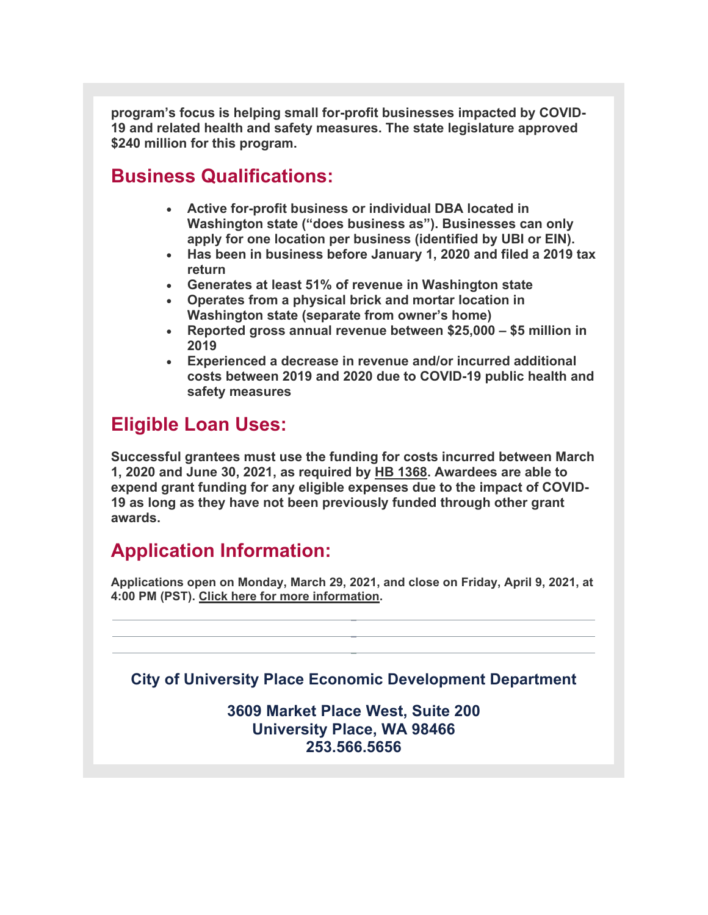**program's focus is helping small for-profit businesses impacted by COVID-19 and related health and safety measures. The state legislature approved $240 million for this program.**

## Business Qualifications:

- **Active for-profit business or individual DBA located in Washington state ("does business as"). Businesses can only apply for one location per business (identified by UBI or EIN).**
- **Has been in business before January 1, 2020 and filed a 2019 tax return**
- **Generates at least 51% of revenue in Washington state**
- **Operates from a physical brick and mortar location in Washington state (separate from owner's home)**
- **Reported gross annual revenue between $25,000 – $5 million in 2019**
- **Experienced a decrease in revenue and/or incurred additional costs between 2019 and 2020 due to COVID-19 public health and safety measures**

## Eligible Loan Uses:

**Successful grantees must use the funding for costs incurred between March 1, 2020 and June 30, 2021, as required by HB 1368. Awardees are able to expend grant funding for any eligible expenses due to the impact of COVID-19 as long as they have not been previously funded through other grant awards.**

## Application Information:

**Applications open on Monday, March 29, 2021, and close on Friday, April 9, 2021, at 4:00 PM (PST). Click here for more information.**

---

**City of University Place Economic Development Department**

**3609 Market Place West, Suite 200**
**University Place, WA 98466**
**253.566.5656**